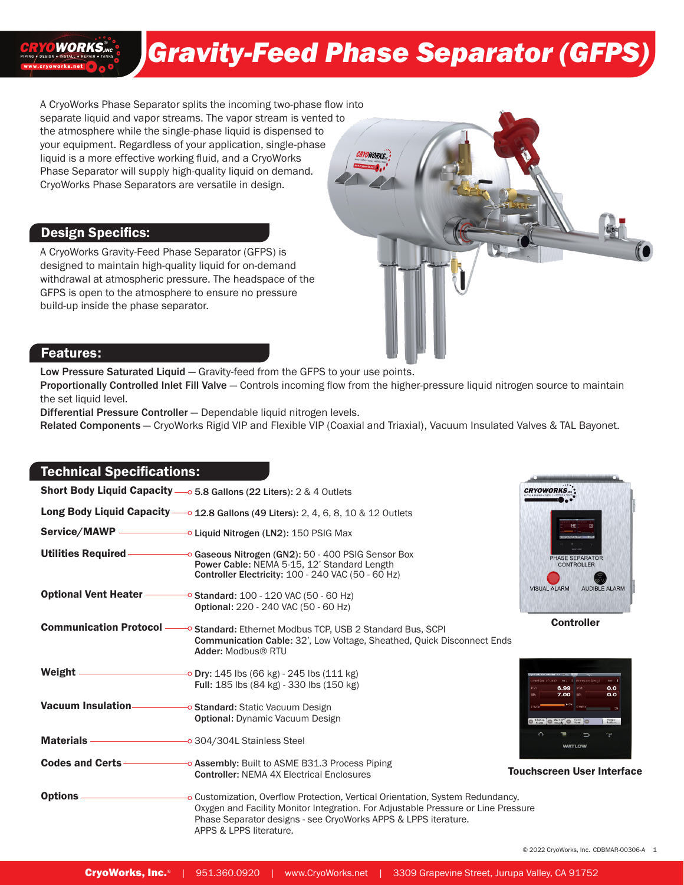# Gravity-Feed Phase Separator (GFPS)

A CryoWorks Phase Separator splits the incoming two-phase flow into separate liquid and vapor streams. The vapor stream is vented to the atmosphere while the single-phase liquid is dispensed to your equipment. Regardless of your application, single-phase liquid is a more effective working fluid, and a CryoWorks Phase Separator will supply high-quality liquid on demand. CryoWorks Phase Separators are versatile in design.

## Design Specifics:

A CryoWorks Gravity-Feed Phase Separator (GFPS) is designed to maintain high-quality liquid for on-demand withdrawal at atmospheric pressure. The headspace of the GFPS is open to the atmosphere to ensure no pressure build-up inside the phase separator.

## Features:

**Low Pressure Saturated Liquid** — Gravity-feed from the GFPS to your use points.
**Proportionally Controlled Inlet Fill Valve** — Controls incoming flow from the higher-pressure liquid nitrogen source to maintain the set liquid level.
**Differential Pressure Controller** — Dependable liquid nitrogen levels.
**Related Components** — CryoWorks Rigid VIP and Flexible VIP (Coaxial and Triaxial), Vacuum Insulated Valves & TAL Bayonet.

## Technical Specifications:

| | |
|---|---|
| **Short Body Liquid Capacity** | **5.8 Gallons (22 Liters):** 2 & 4 Outlets |
| **Long Body Liquid Capacity** | **12.8 Gallons (49 Liters):** 2, 4, 6, 8, 10 & 12 Outlets |
| **Service/MAWP** | **Liquid Nitrogen (LN2):** 150 PSIG Max |
| **Utilities Required** | **Gaseous Nitrogen (GN2):** 50 - 400 PSIG Sensor Box<br>**Power Cable:** NEMA 5-15, 12' Standard Length<br>**Controller Electricity:** 100 - 240 VAC (50 - 60 Hz) |
| **Optional Vent Heater** | **Standard:** 100 - 120 VAC (50 - 60 Hz)<br>**Optional:** 220 - 240 VAC (50 - 60 Hz) |
| **Communication Protocol** | **Standard:** Ethernet Modbus TCP, USB 2 Standard Bus, SCPI<br>**Communication Cable:** 32', Low Voltage, Sheathed, Quick Disconnect Ends<br>**Adder:** Modbus® RTU |
| **Weight** | **Dry:** 145 lbs (66 kg) - 245 lbs (111 kg)<br>**Full:** 185 lbs (84 kg) - 330 lbs (150 kg) |
| **Vacuum Insulation** | **Standard:** Static Vacuum Design<br>**Optional:** Dynamic Vacuum Design |
| **Materials** | 304/304L Stainless Steel |
| **Codes and Certs** | **Assembly:** Built to ASME B31.3 Process Piping<br>**Controller:** NEMA 4X Electrical Enclosures |
| **Options** | Customization, Overflow Protection, Vertical Orientation, System Redundancy, Oxygen and Facility Monitor Integration. For Adjustable Pressure or Line Pressure Phase Separator designs - see CryoWorks APPS & LPPS iterature.<br>APPS & LPPS literature. |

**Controller**

**Touchscreen User Interface**

© 2022 CryoWorks, Inc. CDBMAR-00306-A

**CryoWorks, Inc.®** | 951.360.0920 | www.CryoWorks.net | 3309 Grapevine Street, Jurupa Valley, CA 91752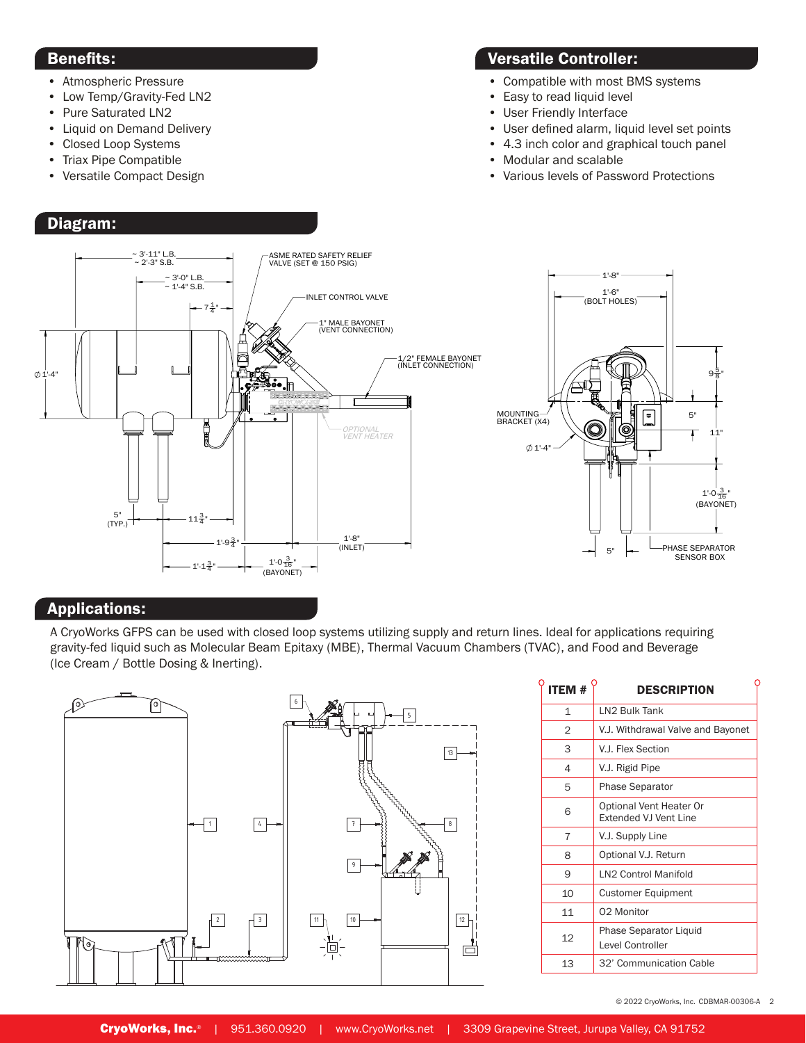## Benefits:

- Atmospheric Pressure
- Low Temp/Gravity-Fed LN2
- Pure Saturated LN2
- Liquid on Demand Delivery
- Closed Loop Systems
- Triax Pipe Compatible
- Versatile Compact Design

## Versatile Controller:

- Compatible with most BMS systems
- Easy to read liquid level
- User Friendly Interface
- User defined alarm, liquid level set points
- 4.3 inch color and graphical touch panel
- Modular and scalable
- Various levels of Password Protections

## Diagram:

~ 3'-11" L.B.
~ 2'-3" S.B.
~ 3'-0" L.B.
~ 1'-4" S.B.
7 1/4"
ASME RATED SAFETY RELIEF VALVE (SET @ 150 PSIG)
INLET CONTROL VALVE
1" MALE BAYONET (VENT CONNECTION)
1/2" FEMALE BAYONET (INLET CONNECTION)
OPTIONAL VENT HEATER
Ø 1'-4"
5" (TYP.)
11 3/4"
1'-9 3/4"
1'-8" (INLET)
1'-1 3/4"
1'-0 3/16" (BAYONET)

1'-8"
1'-6" (BOLT HOLES)
MOUNTING BRACKET (X4)
Ø 1'-4"
9 5/8"
5"
11"
1'-0 3/16" (BAYONET)
5"
PHASE SEPARATOR SENSOR BOX

## Applications:

A CryoWorks GFPS can be used with closed loop systems utilizing supply and return lines. Ideal for applications requiring gravity-fed liquid such as Molecular Beam Epitaxy (MBE), Thermal Vacuum Chambers (TVAC), and Food and Beverage (Ice Cream / Bottle Dosing & Inerting).

| ITEM # | DESCRIPTION |
|---|---|
| 1 | LN2 Bulk Tank |
| 2 | V.J. Withdrawal Valve and Bayonet |
| 3 | V.J. Flex Section |
| 4 | V.J. Rigid Pipe |
| 5 | Phase Separator |
| 6 | Optional Vent Heater Or Extended VJ Vent Line |
| 7 | V.J. Supply Line |
| 8 | Optional V.J. Return |
| 9 | LN2 Control Manifold |
| 10 | Customer Equipment |
| 11 | O2 Monitor |
| 12 | Phase Separator Liquid Level Controller |
| 13 | 32' Communication Cable |

© 2022 CryoWorks, Inc. CDBMAR-00306-A

**CryoWorks, Inc.**® | 951.360.0920 | www.CryoWorks.net | 3309 Grapevine Street, Jurupa Valley, CA 91752